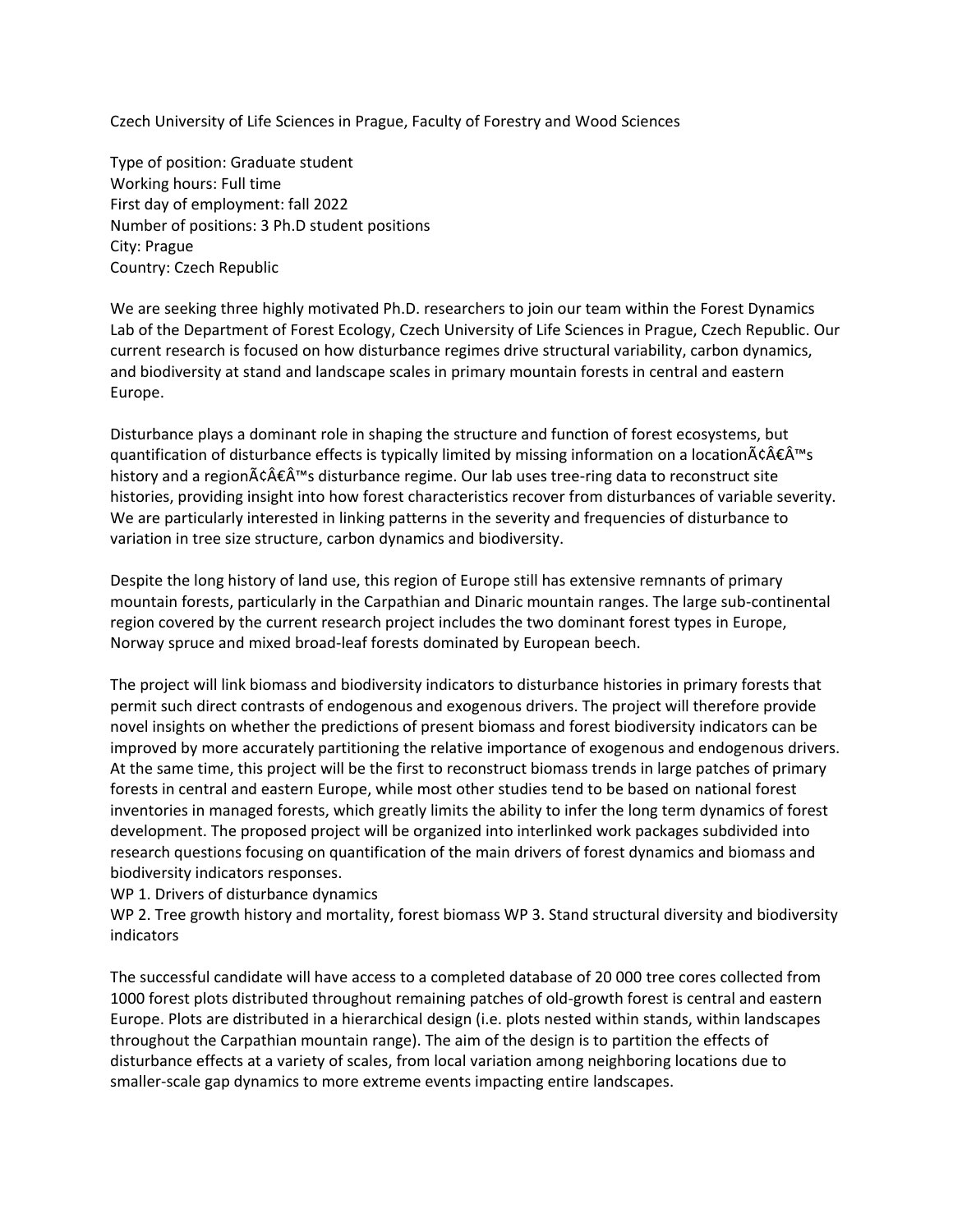Czech University of Life Sciences in Prague, Faculty of Forestry and Wood Sciences

Type of position: Graduate student
Working hours: Full time
First day of employment: fall 2022
Number of positions: 3 Ph.D student positions
City: Prague
Country: Czech Republic

We are seeking three highly motivated Ph.D. researchers to join our team within the Forest Dynamics Lab of the Department of Forest Ecology, Czech University of Life Sciences in Prague, Czech Republic. Our current research is focused on how disturbance regimes drive structural variability, carbon dynamics, and biodiversity at stand and landscape scales in primary mountain forests in central and eastern Europe.

Disturbance plays a dominant role in shaping the structure and function of forest ecosystems, but quantification of disturbance effects is typically limited by missing information on a locationÃ¢Â€Â™s history and a regionÃ¢Â€Â™s disturbance regime. Our lab uses tree-ring data to reconstruct site histories, providing insight into how forest characteristics recover from disturbances of variable severity. We are particularly interested in linking patterns in the severity and frequencies of disturbance to variation in tree size structure, carbon dynamics and biodiversity.

Despite the long history of land use, this region of Europe still has extensive remnants of primary mountain forests, particularly in the Carpathian and Dinaric mountain ranges. The large sub-continental region covered by the current research project includes the two dominant forest types in Europe, Norway spruce and mixed broad-leaf forests dominated by European beech.

The project will link biomass and biodiversity indicators to disturbance histories in primary forests that permit such direct contrasts of endogenous and exogenous drivers. The project will therefore provide novel insights on whether the predictions of present biomass and forest biodiversity indicators can be improved by more accurately partitioning the relative importance of exogenous and endogenous drivers. At the same time, this project will be the first to reconstruct biomass trends in large patches of primary forests in central and eastern Europe, while most other studies tend to be based on national forest inventories in managed forests, which greatly limits the ability to infer the long term dynamics of forest development. The proposed project will be organized into interlinked work packages subdivided into research questions focusing on quantification of the main drivers of forest dynamics and biomass and biodiversity indicators responses.
WP 1. Drivers of disturbance dynamics
WP 2. Tree growth history and mortality, forest biomass WP 3. Stand structural diversity and biodiversity indicators

The successful candidate will have access to a completed database of 20 000 tree cores collected from 1000 forest plots distributed throughout remaining patches of old-growth forest is central and eastern Europe. Plots are distributed in a hierarchical design (i.e. plots nested within stands, within landscapes throughout the Carpathian mountain range). The aim of the design is to partition the effects of disturbance effects at a variety of scales, from local variation among neighboring locations due to smaller-scale gap dynamics to more extreme events impacting entire landscapes.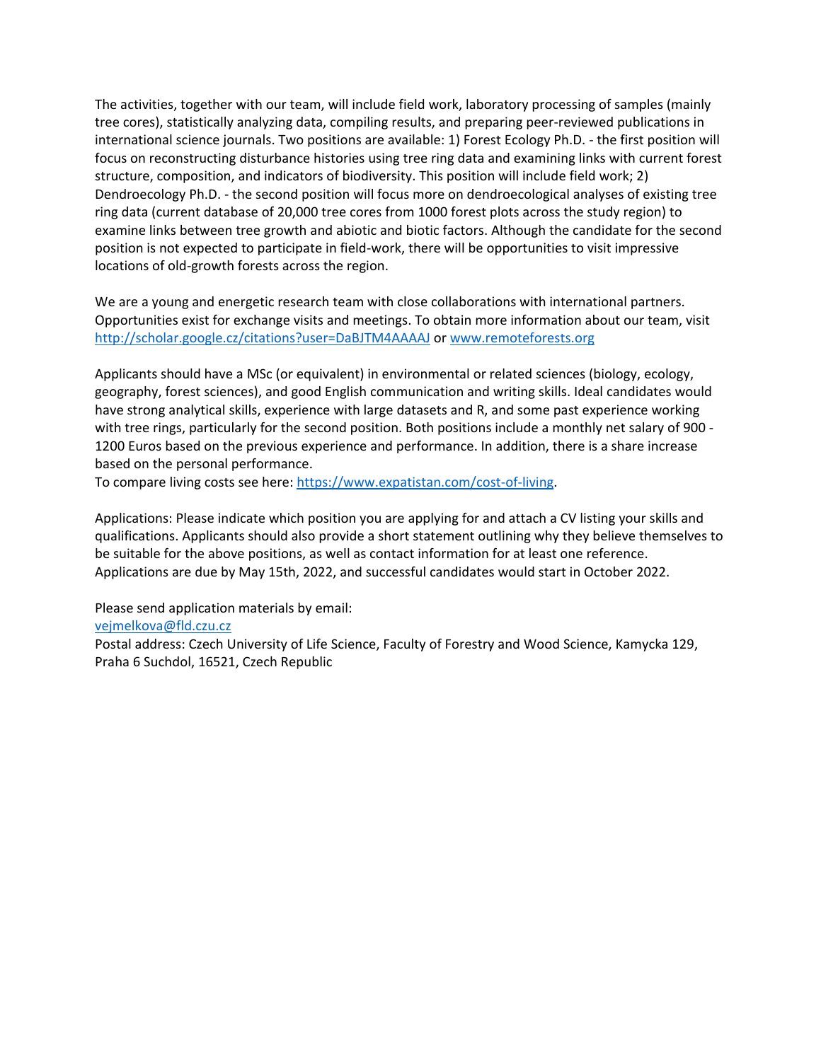The activities, together with our team, will include field work, laboratory processing of samples (mainly tree cores), statistically analyzing data, compiling results, and preparing peer-reviewed publications in international science journals. Two positions are available: 1) Forest Ecology Ph.D. - the first position will focus on reconstructing disturbance histories using tree ring data and examining links with current forest structure, composition, and indicators of biodiversity. This position will include field work; 2) Dendroecology Ph.D. - the second position will focus more on dendroecological analyses of existing tree ring data (current database of 20,000 tree cores from 1000 forest plots across the study region) to examine links between tree growth and abiotic and biotic factors. Although the candidate for the second position is not expected to participate in field-work, there will be opportunities to visit impressive locations of old-growth forests across the region.

We are a young and energetic research team with close collaborations with international partners. Opportunities exist for exchange visits and meetings. To obtain more information about our team, visit [http://scholar.google.cz/citations?user=DaBJTM4AAAAJ](http://scholar.google.cz/citations?user=DaBJTM4AAAAJ) or [www.remoteforests.org](http://www.remoteforests.org)

Applicants should have a MSc (or equivalent) in environmental or related sciences (biology, ecology, geography, forest sciences), and good English communication and writing skills. Ideal candidates would have strong analytical skills, experience with large datasets and R, and some past experience working with tree rings, particularly for the second position. Both positions include a monthly net salary of 900 - 1200 Euros based on the previous experience and performance. In addition, there is a share increase based on the personal performance.
To compare living costs see here: [https://www.expatistan.com/cost-of-living](https://www.expatistan.com/cost-of-living).

Applications: Please indicate which position you are applying for and attach a CV listing your skills and qualifications. Applicants should also provide a short statement outlining why they believe themselves to be suitable for the above positions, as well as contact information for at least one reference. Applications are due by May 15th, 2022, and successful candidates would start in October 2022.

Please send application materials by email:
[vejmelkova@fld.czu.cz](mailto:vejmelkova@fld.czu.cz)
Postal address: Czech University of Life Science, Faculty of Forestry and Wood Science, Kamycka 129, Praha 6 Suchdol, 16521, Czech Republic